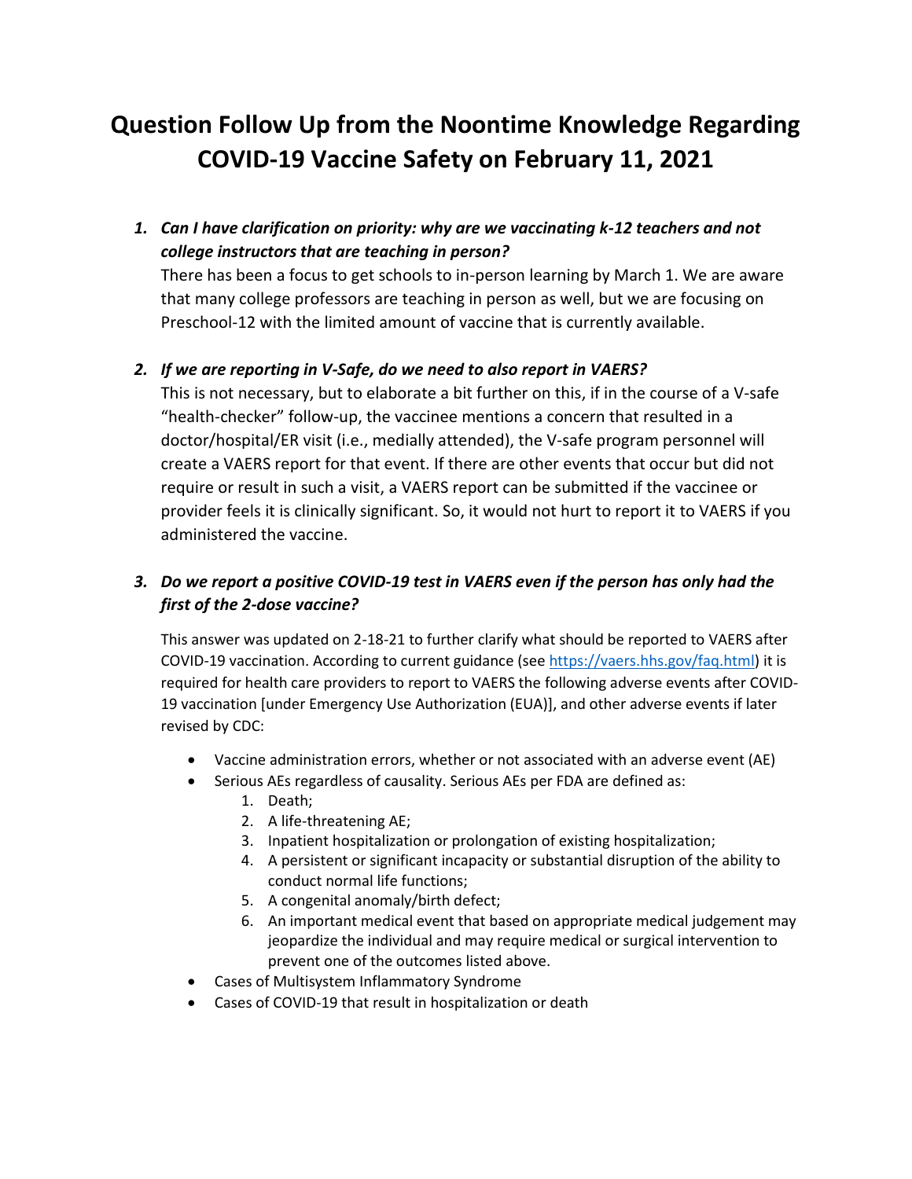# Question Follow Up from the Noontime Knowledge Regarding COVID-19 Vaccine Safety on February 11, 2021

1. ***Can I have clarification on priority: why are we vaccinating k-12 teachers and not college instructors that are teaching in person?***

   There has been a focus to get schools to in-person learning by March 1. We are aware that many college professors are teaching in person as well, but we are focusing on Preschool-12 with the limited amount of vaccine that is currently available.

2. ***If we are reporting in V-Safe, do we need to also report in VAERS?***

   This is not necessary, but to elaborate a bit further on this, if in the course of a V-safe "health-checker" follow-up, the vaccinee mentions a concern that resulted in a doctor/hospital/ER visit (i.e., medially attended), the V-safe program personnel will create a VAERS report for that event. If there are other events that occur but did not require or result in such a visit, a VAERS report can be submitted if the vaccinee or provider feels it is clinically significant. So, it would not hurt to report it to VAERS if you administered the vaccine.

3. ***Do we report a positive COVID-19 test in VAERS even if the person has only had the first of the 2-dose vaccine?***

   This answer was updated on 2-18-21 to further clarify what should be reported to VAERS after COVID-19 vaccination. According to current guidance (see https://vaers.hhs.gov/faq.html) it is required for health care providers to report to VAERS the following adverse events after COVID-19 vaccination [under Emergency Use Authorization (EUA)], and other adverse events if later revised by CDC:

   - Vaccine administration errors, whether or not associated with an adverse event (AE)
   - Serious AEs regardless of causality. Serious AEs per FDA are defined as:
     1. Death;
     2. A life-threatening AE;
     3. Inpatient hospitalization or prolongation of existing hospitalization;
     4. A persistent or significant incapacity or substantial disruption of the ability to conduct normal life functions;
     5. A congenital anomaly/birth defect;
     6. An important medical event that based on appropriate medical judgement may jeopardize the individual and may require medical or surgical intervention to prevent one of the outcomes listed above.
   - Cases of Multisystem Inflammatory Syndrome
   - Cases of COVID-19 that result in hospitalization or death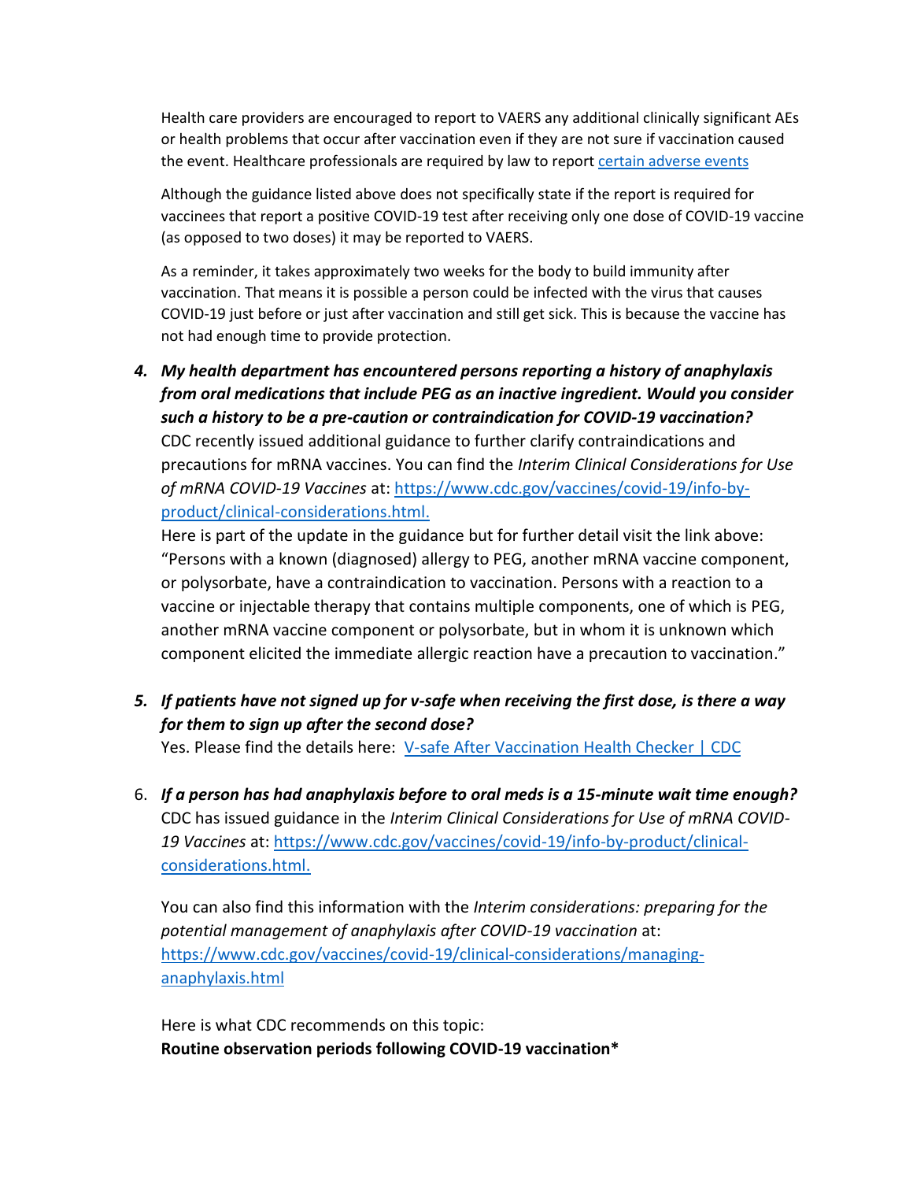Health care providers are encouraged to report to VAERS any additional clinically significant AEs or health problems that occur after vaccination even if they are not sure if vaccination caused the event. Healthcare professionals are required by law to report [certain adverse events]

Although the guidance listed above does not specifically state if the report is required for vaccinees that report a positive COVID-19 test after receiving only one dose of COVID-19 vaccine (as opposed to two doses) it may be reported to VAERS.

As a reminder, it takes approximately two weeks for the body to build immunity after vaccination. That means it is possible a person could be infected with the virus that causes COVID-19 just before or just after vaccination and still get sick. This is because the vaccine has not had enough time to provide protection.

4. ***My health department has encountered persons reporting a history of anaphylaxis from oral medications that include PEG as an inactive ingredient. Would you consider such a history to be a pre-caution or contraindication for COVID-19 vaccination?***
   CDC recently issued additional guidance to further clarify contraindications and precautions for mRNA vaccines. You can find the *Interim Clinical Considerations for Use of mRNA COVID-19 Vaccines* at: https://www.cdc.gov/vaccines/covid-19/info-by-product/clinical-considerations.html.
   Here is part of the update in the guidance but for further detail visit the link above: "Persons with a known (diagnosed) allergy to PEG, another mRNA vaccine component, or polysorbate, have a contraindication to vaccination. Persons with a reaction to a vaccine or injectable therapy that contains multiple components, one of which is PEG, another mRNA vaccine component or polysorbate, but in whom it is unknown which component elicited the immediate allergic reaction have a precaution to vaccination."

5. ***If patients have not signed up for v-safe when receiving the first dose, is there a way for them to sign up after the second dose?***
   Yes. Please find the details here: V-safe After Vaccination Health Checker | CDC

6. ***If a person has had anaphylaxis before to oral meds is a 15-minute wait time enough?***
   CDC has issued guidance in the *Interim Clinical Considerations for Use of mRNA COVID-19 Vaccines* at: https://www.cdc.gov/vaccines/covid-19/info-by-product/clinical-considerations.html.

   You can also find this information with the *Interim considerations: preparing for the potential management of anaphylaxis after COVID-19 vaccination* at: https://www.cdc.gov/vaccines/covid-19/clinical-considerations/managing-anaphylaxis.html

   Here is what CDC recommends on this topic:
   **Routine observation periods following COVID-19 vaccination***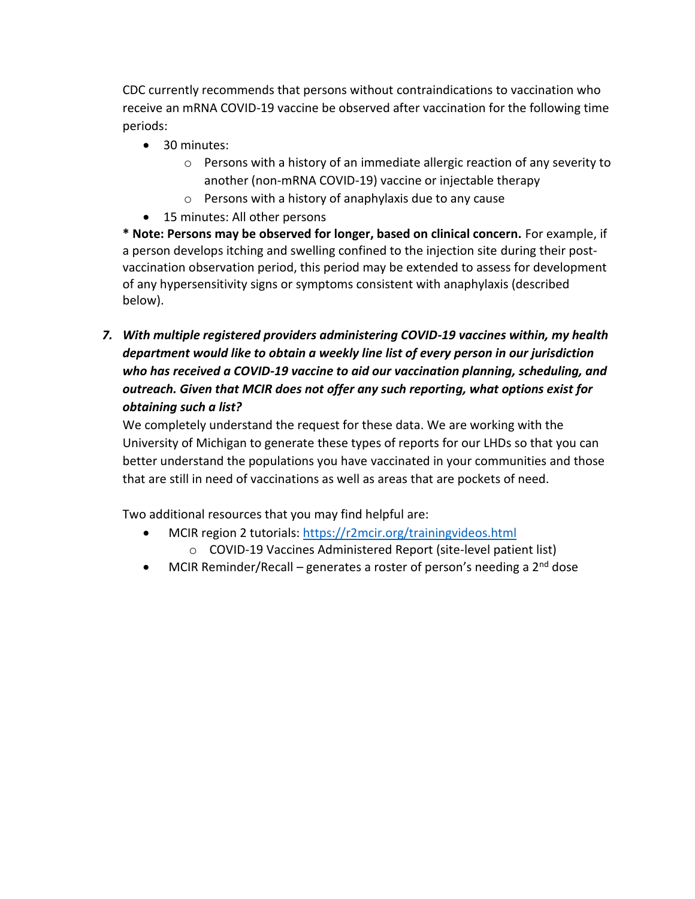CDC currently recommends that persons without contraindications to vaccination who receive an mRNA COVID-19 vaccine be observed after vaccination for the following time periods:

- 30 minutes:
  - Persons with a history of an immediate allergic reaction of any severity to another (non-mRNA COVID-19) vaccine or injectable therapy
  - Persons with a history of anaphylaxis due to any cause
- 15 minutes: All other persons

**\* Note: Persons may be observed for longer, based on clinical concern.** For example, if a person develops itching and swelling confined to the injection site during their post-vaccination observation period, this period may be extended to assess for development of any hypersensitivity signs or symptoms consistent with anaphylaxis (described below).

7. ***With multiple registered providers administering COVID-19 vaccines within, my health department would like to obtain a weekly line list of every person in our jurisdiction who has received a COVID-19 vaccine to aid our vaccination planning, scheduling, and outreach. Given that MCIR does not offer any such reporting, what options exist for obtaining such a list?***

   We completely understand the request for these data. We are working with the University of Michigan to generate these types of reports for our LHDs so that you can better understand the populations you have vaccinated in your communities and those that are still in need of vaccinations as well as areas that are pockets of need.

   Two additional resources that you may find helpful are:

   - MCIR region 2 tutorials: [https://r2mcir.org/trainingvideos.html](https://r2mcir.org/trainingvideos.html)
     - COVID-19 Vaccines Administered Report (site-level patient list)
   - MCIR Reminder/Recall – generates a roster of person's needing a 2nd dose